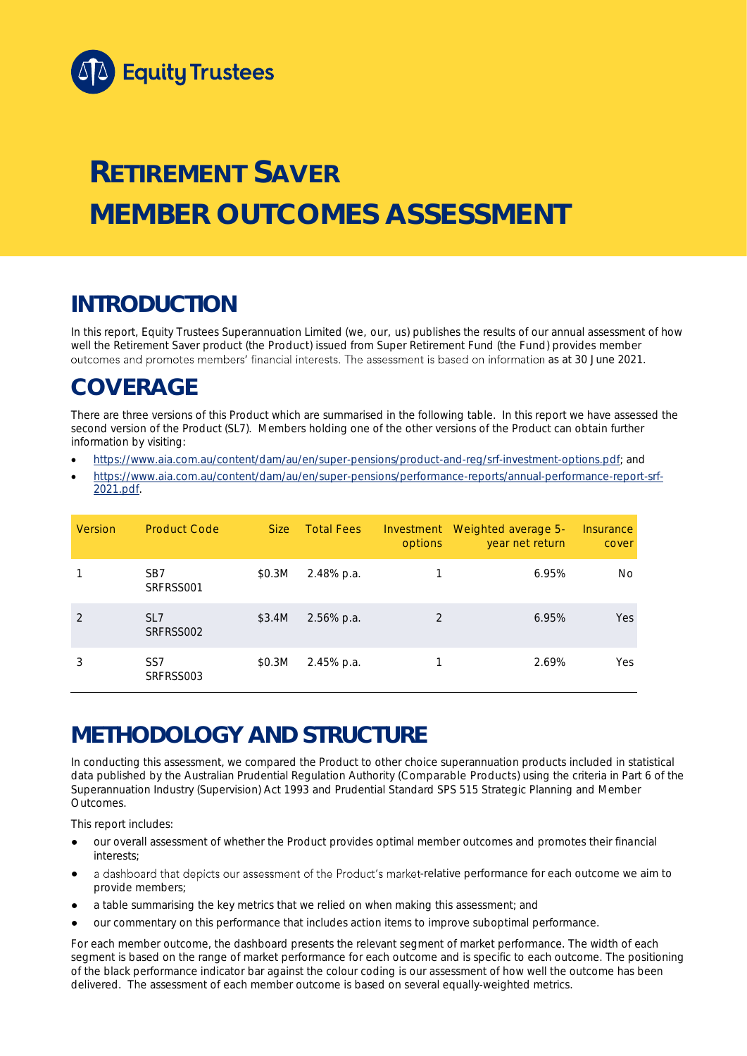Equity Trustees

# RETIREMENT SAVER MEMBER OUTCOMES ASSESSMENT

## INTRODUCTION

In this report, Equity Trustees Superannuation Limited (we, our, us) publishes the results of our annual assessment of how well the Retirement Saver product (the Product) issued from Super Retirement Fund (the Fund) provides member outcomes and promotes members' financial interests. The assessment is based on information as at 30 June 2021.

## COVERAGE

There are three versions of this Product which are summarised in the following table. In this report we have assessed the second version of the Product (SL7). Members holding one of the other versions of the Product can obtain further information by visiting:

- https://www.aia.com.au/content/dam/au/en/super-pensions/product-and-reg/srf-investment-options.pdf; and
- https://www.aia.com.au/content/dam/au/en/super-pensions/performance-reports/annual-performance-report-srf-2021.pdf.

| Version | Product Code | Size | Total Fees | Investment options | Weighted average 5-year net return | Insurance cover |
|---|---|---|---|---|---|---|
| 1 | SB7 SRFRSS001 | $0.3M | 2.48% p.a. | 1 | 6.95% | No |
| 2 | SL7 SRFRSS002 | $3.4M | 2.56% p.a. | 2 | 6.95% | Yes |
| 3 | SS7 SRFRSS003 | $0.3M | 2.45% p.a. | 1 | 2.69% | Yes |

## METHODOLOGY AND STRUCTURE

In conducting this assessment, we compared the Product to other choice superannuation products included in statistical data published by the Australian Prudential Regulation Authority (Comparable Products) using the criteria in Part 6 of the Superannuation Industry (Supervision) Act 1993 and Prudential Standard SPS 515 Strategic Planning and Member Outcomes.

This report includes:

- our overall assessment of whether the Product provides optimal member outcomes and promotes their financial interests;
- a dashboard that depicts our assessment of the Product's market-relative performance for each outcome we aim to provide members;
- a table summarising the key metrics that we relied on when making this assessment; and
- our commentary on this performance that includes action items to improve suboptimal performance.

For each member outcome, the dashboard presents the relevant segment of market performance. The width of each segment is based on the range of market performance for each outcome and is specific to each outcome. The positioning of the black performance indicator bar against the colour coding is our assessment of how well the outcome has been delivered. The assessment of each member outcome is based on several equally-weighted metrics.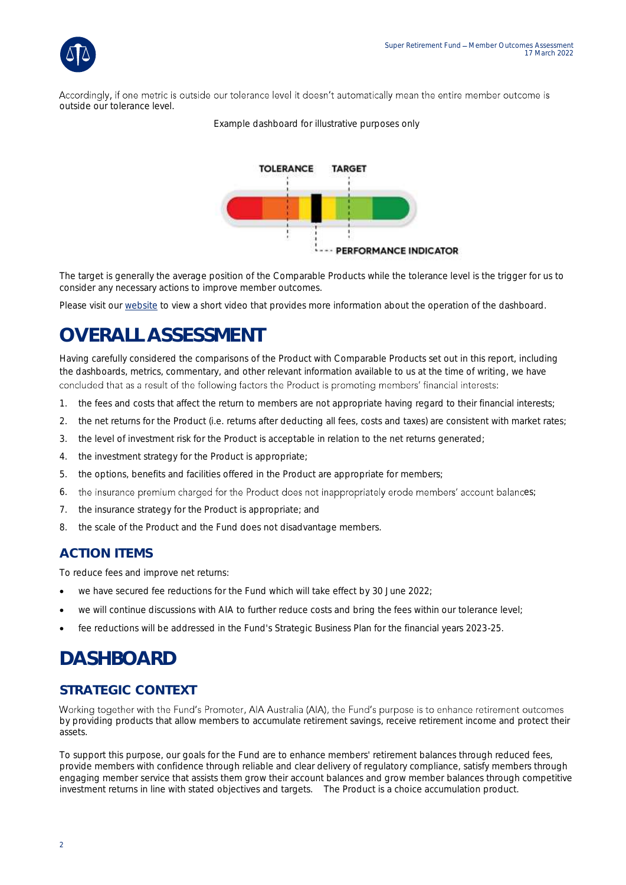Accordingly, if one metric is outside our tolerance level it doesn't automatically mean the entire member outcome is outside our tolerance level.

Example dashboard for illustrative purposes only

TOLERANCE TARGET

PERFORMANCE INDICATOR

The target is generally the average position of the Comparable Products while the tolerance level is the trigger for us to consider any necessary actions to improve member outcomes.

Please visit our website to view a short video that provides more information about the operation of the dashboard.

# OVERALL ASSESSMENT

Having carefully considered the comparisons of the Product with Comparable Products set out in this report, including the dashboards, metrics, commentary, and other relevant information available to us at the time of writing, we have concluded that as a result of the following factors the Product is promoting members' financial interests:

1. the fees and costs that affect the return to members are not appropriate having regard to their financial interests;
2. the net returns for the Product (i.e. returns after deducting all fees, costs and taxes) are consistent with market rates;
3. the level of investment risk for the Product is acceptable in relation to the net returns generated;
4. the investment strategy for the Product is appropriate;
5. the options, benefits and facilities offered in the Product are appropriate for members;
6. the insurance premium charged for the Product does not inappropriately erode members' account balances;
7. the insurance strategy for the Product is appropriate; and
8. the scale of the Product and the Fund does not disadvantage members.

## ACTION ITEMS

To reduce fees and improve net returns:

- we have secured fee reductions for the Fund which will take effect by 30 June 2022;
- we will continue discussions with AIA to further reduce costs and bring the fees within our tolerance level;
- fee reductions will be addressed in the Fund's Strategic Business Plan for the financial years 2023-25.

# DASHBOARD

## STRATEGIC CONTEXT

Working together with the Fund's Promoter, AIA Australia (AIA), the Fund's purpose is to enhance retirement outcomes by providing products that allow members to accumulate retirement savings, receive retirement income and protect their assets.

To support this purpose, our goals for the Fund are to enhance members' retirement balances through reduced fees, provide members with confidence through reliable and clear delivery of regulatory compliance, satisfy members through engaging member service that assists them grow their account balances and grow member balances through competitive investment returns in line with stated objectives and targets. The Product is a choice accumulation product.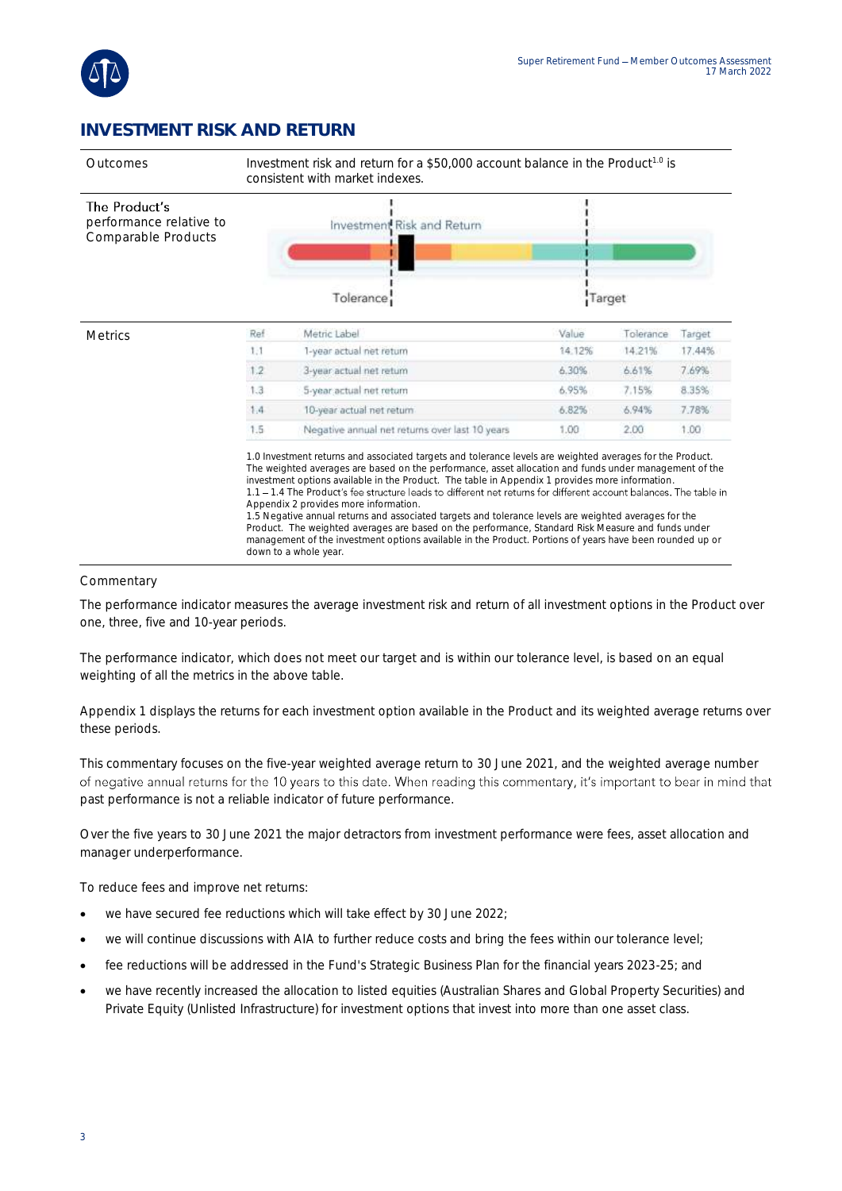## INVESTMENT RISK AND RETURN

| | |
|---|---|
| Outcomes | Investment risk and return for a $50,000 account balance in the Product[1.0] is consistent with market indexes. |
| The Product's performance relative to Comparable Products | Investment Risk and Return — Tolerance — Target |

**Metrics**

| Ref | Metric Label | Value | Tolerance | Target |
|---|---|---|---|---|
| 1.1 | 1-year actual net return | 14.12% | 14.21% | 17.44% |
| 1.2 | 3-year actual net return | 6.30% | 6.61% | 7.69% |
| 1.3 | 5-year actual net return | 6.95% | 7.15% | 8.35% |
| 1.4 | 10-year actual net return | 6.82% | 6.94% | 7.78% |
| 1.5 | Negative annual net returns over last 10 years | 1.00 | 2.00 | 1.00 |

1.0 Investment returns and associated targets and tolerance levels are weighted averages for the Product. The weighted averages are based on the performance, asset allocation and funds under management of the investment options available in the Product. The table in Appendix 1 provides more information.
1.1 – 1.4 The Product's fee structure leads to different net returns for different account balances. The table in Appendix 2 provides more information.
1.5 Negative annual returns and associated targets and tolerance levels are weighted averages for the Product. The weighted averages are based on the performance, Standard Risk Measure and funds under management of the investment options available in the Product. Portions of years have been rounded up or down to a whole year.

### Commentary

The performance indicator measures the average investment risk and return of all investment options in the Product over one, three, five and 10-year periods.

The performance indicator, which does not meet our target and is within our tolerance level, is based on an equal weighting of all the metrics in the above table.

Appendix 1 displays the returns for each investment option available in the Product and its weighted average returns over these periods.

This commentary focuses on the five-year weighted average return to 30 June 2021, and the weighted average number of negative annual returns for the 10 years to this date. When reading this commentary, it's important to bear in mind that past performance is not a reliable indicator of future performance.

Over the five years to 30 June 2021 the major detractors from investment performance were fees, asset allocation and manager underperformance.

To reduce fees and improve net returns:

- we have secured fee reductions which will take effect by 30 June 2022;
- we will continue discussions with AIA to further reduce costs and bring the fees within our tolerance level;
- fee reductions will be addressed in the Fund's Strategic Business Plan for the financial years 2023-25; and
- we have recently increased the allocation to listed equities (Australian Shares and Global Property Securities) and Private Equity (Unlisted Infrastructure) for investment options that invest into more than one asset class.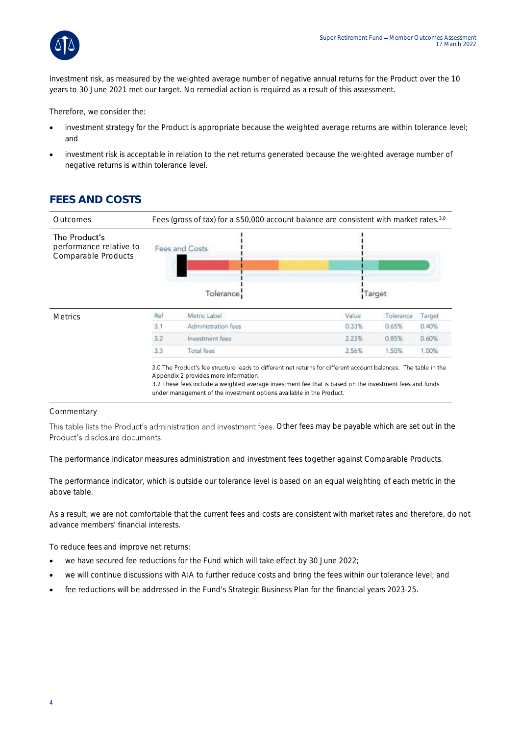Investment risk, as measured by the weighted average number of negative annual returns for the Product over the 10 years to 30 June 2021 met our target. No remedial action is required as a result of this assessment.

Therefore, we consider the:

- investment strategy for the Product is appropriate because the weighted average returns are within tolerance level; and
- investment risk is acceptable in relation to the net returns generated because the weighted average number of negative returns is within tolerance level.

## FEES AND COSTS

| | |
|---|---|
| Outcomes | Fees (gross of tax) for a $50,000 account balance are consistent with market rates.[3.0] |
| The Product's performance relative to Comparable Products | Fees and Costs — Tolerance — Target |

**Metrics**

| Ref | Metric Label | Value | Tolerance | Target |
|---|---|---|---|---|
| 3.1 | Administration fees | 0.33% | 0.65% | 0.40% |
| 3.2 | Investment fees | 2.23% | 0.85% | 0.60% |
| 3.3 | Total fees | 2.56% | 1.50% | 1.00% |

3.0 The Product's fee structure leads to different net returns for different account balances. The table in the Appendix 2 provides more information.
3.2 These fees include a weighted average investment fee that is based on the investment fees and funds under management of the investment options available in the Product.

Commentary

This table lists the Product's administration and investment fees. Other fees may be payable which are set out in the Product's disclosure documents.

The performance indicator measures administration and investment fees together against Comparable Products.

The performance indicator, which is outside our tolerance level is based on an equal weighting of each metric in the above table.

As a result, we are not comfortable that the current fees and costs are consistent with market rates and therefore, do not advance members' financial interests.

To reduce fees and improve net returns:

- we have secured fee reductions for the Fund which will take effect by 30 June 2022;
- we will continue discussions with AIA to further reduce costs and bring the fees within our tolerance level; and
- fee reductions will be addressed in the Fund's Strategic Business Plan for the financial years 2023-25.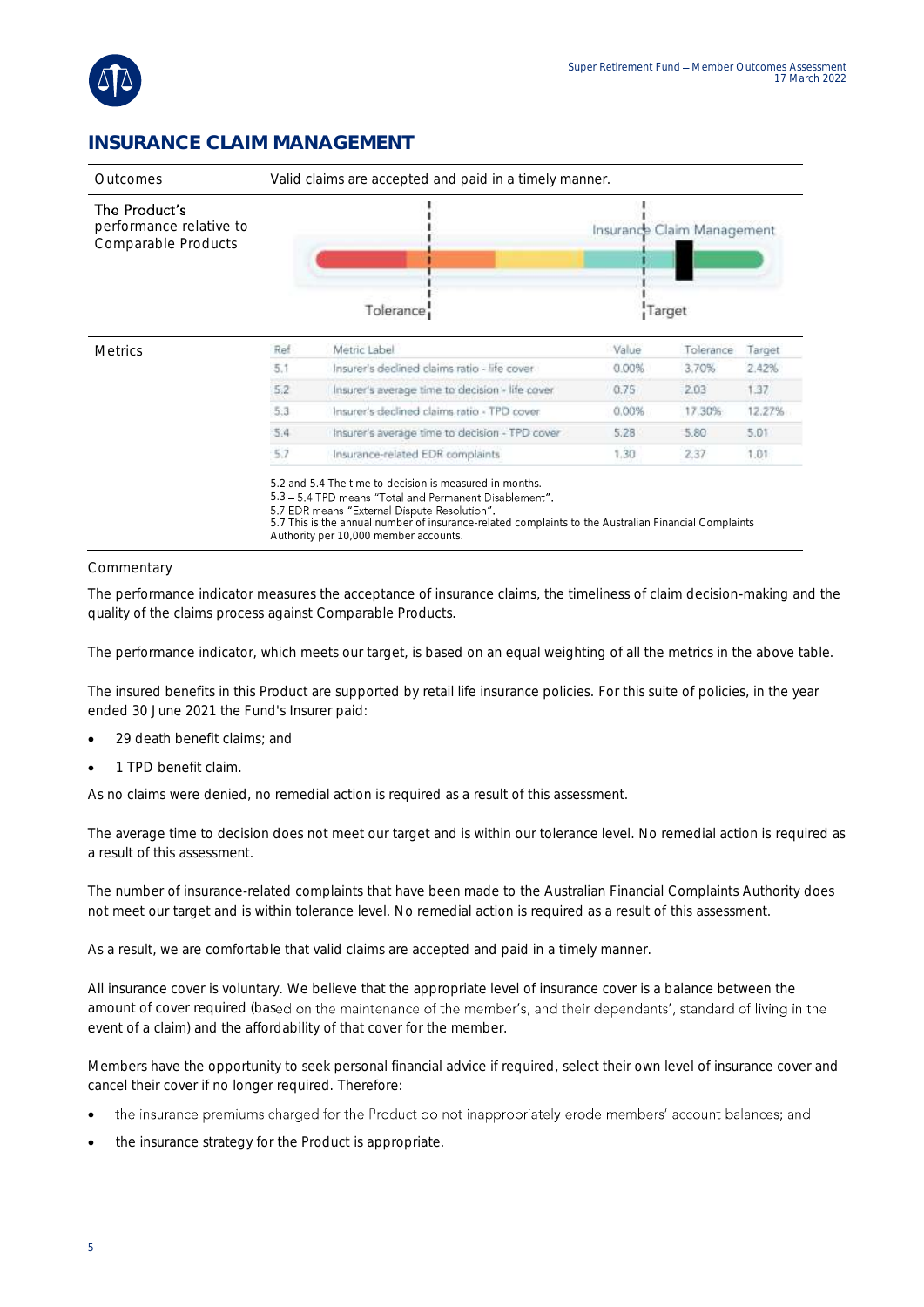## INSURANCE CLAIM MANAGEMENT

| | |
|---|---|
| Outcomes | Valid claims are accepted and paid in a timely manner. |
| The Product's performance relative to Comparable Products | Insurance Claim Management — Tolerance — Target |

**Metrics**

| Ref | Metric Label | Value | Tolerance | Target |
|---|---|---|---|---|
| 5.1 | Insurer's declined claims ratio - life cover | 0.00% | 3.70% | 2.42% |
| 5.2 | Insurer's average time to decision - life cover | 0.75 | 2.03 | 1.37 |
| 5.3 | Insurer's declined claims ratio - TPD cover | 0.00% | 17.30% | 12.27% |
| 5.4 | Insurer's average time to decision - TPD cover | 5.28 | 5.80 | 5.01 |
| 5.7 | Insurance-related EDR complaints | 1.30 | 2.37 | 1.01 |

5.2 and 5.4 The time to decision is measured in months.
5.3 – 5.4 TPD means "Total and Permanent Disablement".
5.7 EDR means "External Dispute Resolution".
5.7 This is the annual number of insurance-related complaints to the Australian Financial Complaints Authority per 10,000 member accounts.

### Commentary

The performance indicator measures the acceptance of insurance claims, the timeliness of claim decision-making and the quality of the claims process against Comparable Products.

The performance indicator, which meets our target, is based on an equal weighting of all the metrics in the above table.

The insured benefits in this Product are supported by retail life insurance policies. For this suite of policies, in the year ended 30 June 2021 the Fund's Insurer paid:

- 29 death benefit claims; and
- 1 TPD benefit claim.

As no claims were denied, no remedial action is required as a result of this assessment.

The average time to decision does not meet our target and is within our tolerance level. No remedial action is required as a result of this assessment.

The number of insurance-related complaints that have been made to the Australian Financial Complaints Authority does not meet our target and is within tolerance level. No remedial action is required as a result of this assessment.

As a result, we are comfortable that valid claims are accepted and paid in a timely manner.

All insurance cover is voluntary. We believe that the appropriate level of insurance cover is a balance between the amount of cover required (based on the maintenance of the member's, and their dependants', standard of living in the event of a claim) and the affordability of that cover for the member.

Members have the opportunity to seek personal financial advice if required, select their own level of insurance cover and cancel their cover if no longer required. Therefore:

- the insurance premiums charged for the Product do not inappropriately erode members' account balances; and
- the insurance strategy for the Product is appropriate.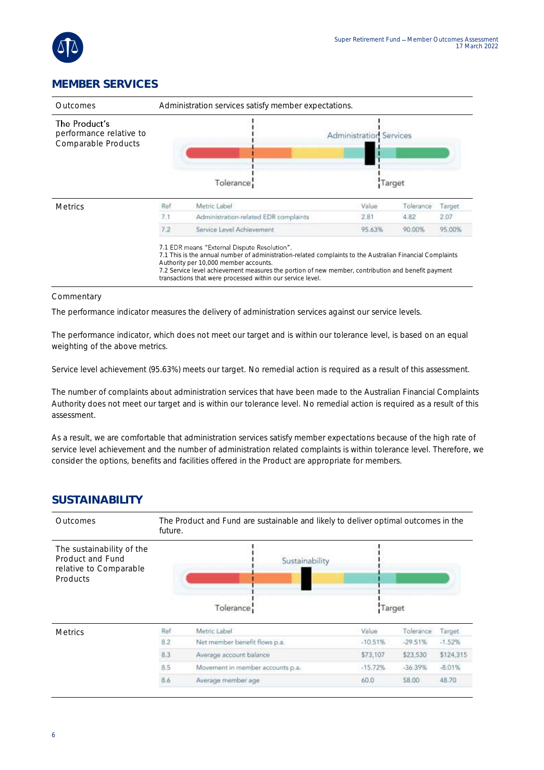## MEMBER SERVICES

| Outcomes | Administration services satisfy member expectations. |
|---|---|
| The Product's performance relative to Comparable Products | Administration Services — Tolerance — Target |

**Metrics**

| Ref | Metric Label | Value | Tolerance | Target |
|---|---|---|---|---|
| 7.1 | Administration-related EDR complaints | 2.81 | 4.82 | 2.07 |
| 7.2 | Service Level Achievement | 95.63% | 90.00% | 95.00% |

7.1 EDR means "External Dispute Resolution".
7.1 This is the annual number of administration-related complaints to the Australian Financial Complaints Authority per 10,000 member accounts.
7.2 Service level achievement measures the portion of new member, contribution and benefit payment transactions that were processed within our service level.

Commentary

The performance indicator measures the delivery of administration services against our service levels.

The performance indicator, which does not meet our target and is within our tolerance level, is based on an equal weighting of the above metrics.

Service level achievement (95.63%) meets our target. No remedial action is required as a result of this assessment.

The number of complaints about administration services that have been made to the Australian Financial Complaints Authority does not meet our target and is within our tolerance level. No remedial action is required as a result of this assessment.

As a result, we are comfortable that administration services satisfy member expectations because of the high rate of service level achievement and the number of administration related complaints is within tolerance level. Therefore, we consider the options, benefits and facilities offered in the Product are appropriate for members.

## SUSTAINABILITY

| Outcomes | The Product and Fund are sustainable and likely to deliver optimal outcomes in the future. |
|---|---|
| The sustainability of the Product and Fund relative to Comparable Products | Sustainability — Tolerance — Target |

**Metrics**

| Ref | Metric Label | Value | Tolerance | Target |
|---|---|---|---|---|
| 8.2 | Net member benefit flows p.a. | -10.51% | -29.51% | -1.52% |
| 8.3 | Average account balance | $73,107 | $23,530 | $124,315 |
| 8.5 | Movement in member accounts p.a. | -15.72% | -36.39% | -8.01% |
| 8.6 | Average member age | 60.0 | 58.00 | 48.70 |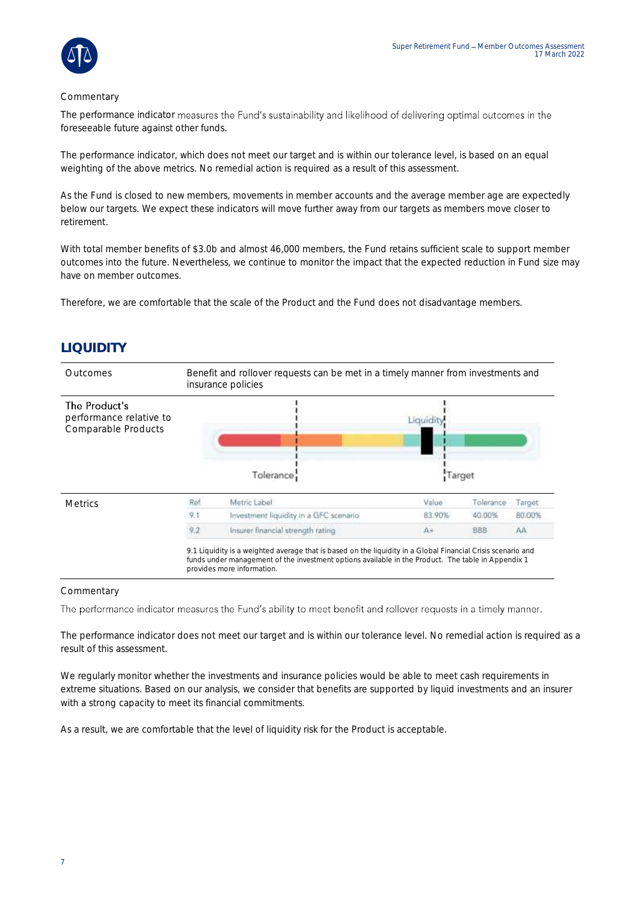Commentary

The performance indicator measures the Fund's sustainability and likelihood of delivering optimal outcomes in the foreseeable future against other funds.

The performance indicator, which does not meet our target and is within our tolerance level, is based on an equal weighting of the above metrics. No remedial action is required as a result of this assessment.

As the Fund is closed to new members, movements in member accounts and the average member age are expectedly below our targets. We expect these indicators will move further away from our targets as members move closer to retirement.

With total member benefits of $3.0b and almost 46,000 members, the Fund retains sufficient scale to support member outcomes into the future. Nevertheless, we continue to monitor the impact that the expected reduction in Fund size may have on member outcomes.

Therefore, we are comfortable that the scale of the Product and the Fund does not disadvantage members.

## LIQUIDITY

| | |
|---|---|
| Outcomes | Benefit and rollover requests can be met in a timely manner from investments and insurance policies |
| The Product's performance relative to Comparable Products | Liquidity — Tolerance — Target |

Metrics

| Ref | Metric Label | Value | Tolerance | Target |
|---|---|---|---|---|
| 9.1 | Investment liquidity in a GFC scenario | 83.90% | 40.00% | 80.00% |
| 9.2 | Insurer financial strength rating | A+ | BBB | AA |

9.1 Liquidity is a weighted average that is based on the liquidity in a Global Financial Crisis scenario and funds under management of the investment options available in the Product. The table in Appendix 1 provides more information.

Commentary

The performance indicator measures the Fund's ability to meet benefit and rollover requests in a timely manner.

The performance indicator does not meet our target and is within our tolerance level. No remedial action is required as a result of this assessment.

We regularly monitor whether the investments and insurance policies would be able to meet cash requirements in extreme situations. Based on our analysis, we consider that benefits are supported by liquid investments and an insurer with a strong capacity to meet its financial commitments.

As a result, we are comfortable that the level of liquidity risk for the Product is acceptable.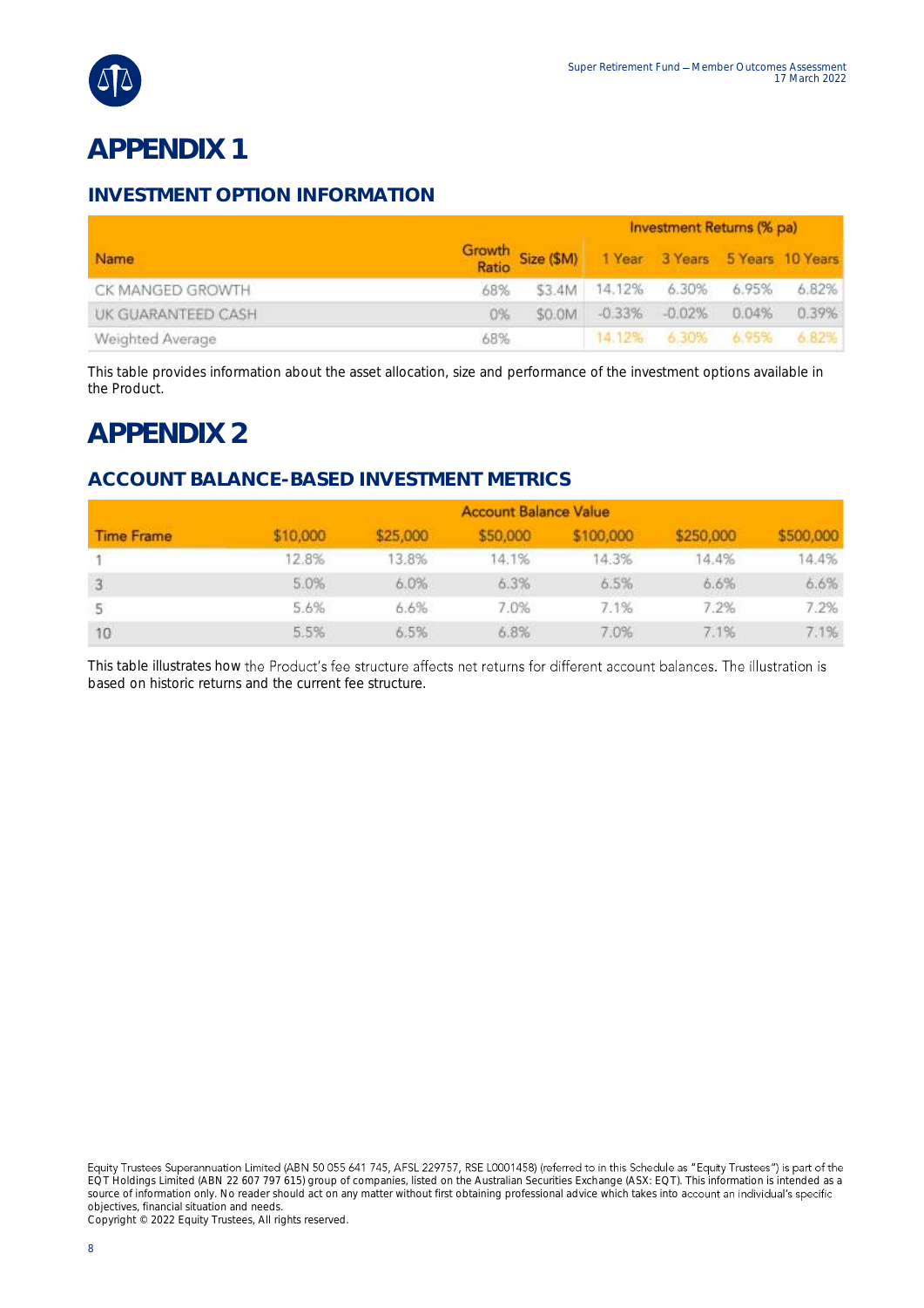# APPENDIX 1

## INVESTMENT OPTION INFORMATION

| Name | Growth Ratio | Size ($M) | Investment Returns (% pa) | | | |
|---|---|---|---|---|---|---|
| | | | 1 Year | 3 Years | 5 Years | 10 Years |
| CK MANGED GROWTH | 68% | $3.4M | 14.12% | 6.30% | 6.95% | 6.82% |
| UK GUARANTEED CASH | 0% | $0.0M | -0.33% | -0.02% | 0.04% | 0.39% |
| Weighted Average | 68% | | 14.12% | 6.30% | 6.95% | 6.82% |

This table provides information about the asset allocation, size and performance of the investment options available in the Product.

# APPENDIX 2

## ACCOUNT BALANCE-BASED INVESTMENT METRICS

| Time Frame | Account Balance Value | | | | | |
|---|---|---|---|---|---|---|
| | $10,000 | $25,000 | $50,000 | $100,000 | $250,000 | $500,000 |
| 1 | 12.8% | 13.8% | 14.1% | 14.3% | 14.4% | 14.4% |
| 3 | 5.0% | 6.0% | 6.3% | 6.5% | 6.6% | 6.6% |
| 5 | 5.6% | 6.6% | 7.0% | 7.1% | 7.2% | 7.2% |
| 10 | 5.5% | 6.5% | 6.8% | 7.0% | 7.1% | 7.1% |

This table illustrates how the Product's fee structure affects net returns for different account balances. The illustration is based on historic returns and the current fee structure.

Equity Trustees Superannuation Limited (ABN 50 055 641 745, AFSL 229757, RSE L0001458) (referred to in this Schedule as "Equity Trustees") is part of the EQT Holdings Limited (ABN 22 607 797 615) group of companies, listed on the Australian Securities Exchange (ASX: EQT). This information is intended as a source of information only. No reader should act on any matter without first obtaining professional advice which takes into account an individual's specific objectives, financial situation and needs.
Copyright © 2022 Equity Trustees, All rights reserved.